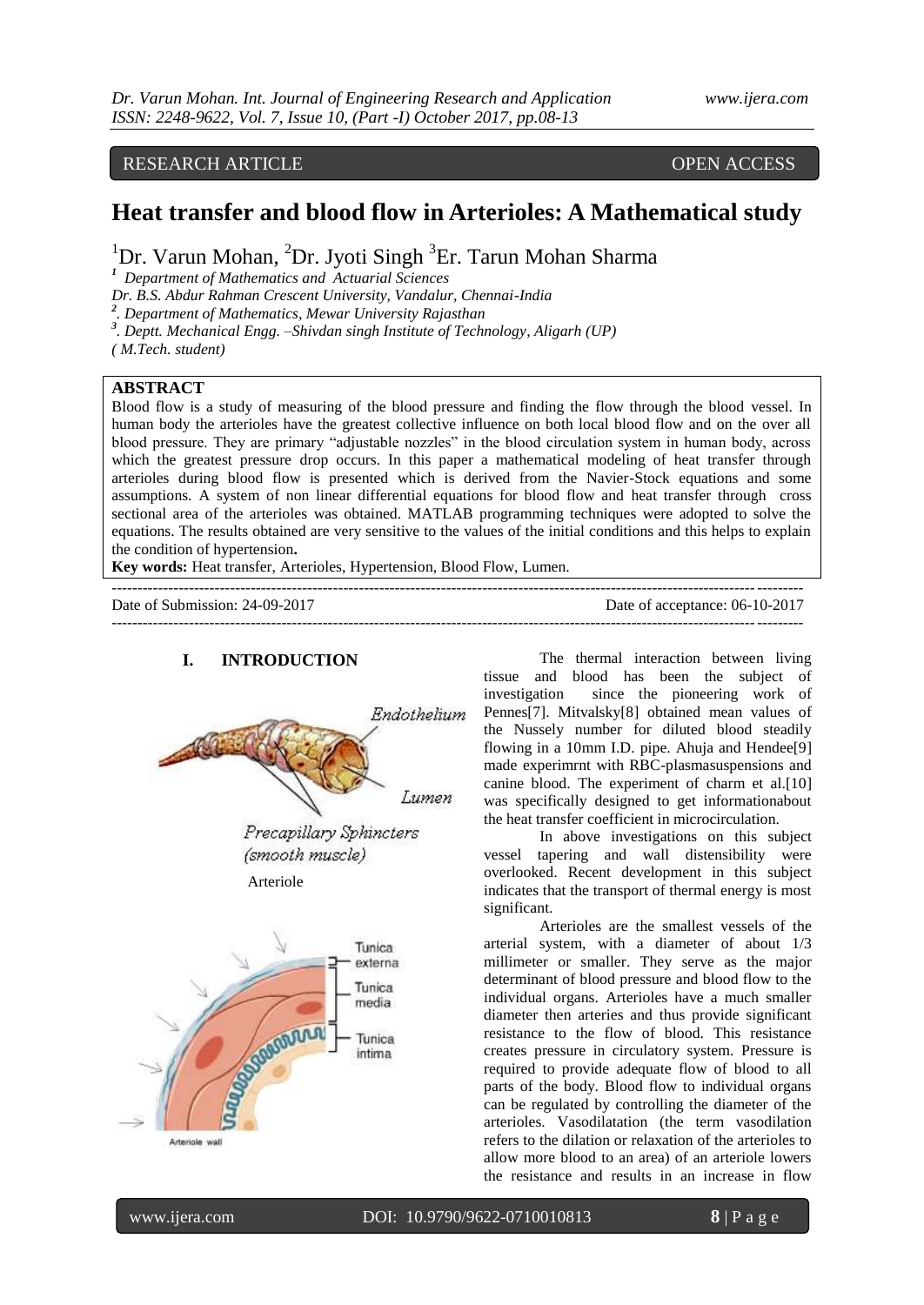RESEARCH ARTICLE OPEN ACCESS

# Heat transfer and blood flow in Arterioles: A Mathematical study

[1]Dr. Varun Mohan, [2]Dr. Jyoti Singh [3]Er. Tarun Mohan Sharma

[1] *Department of Mathematics and Actuarial Sciences*
*Dr. B.S. Abdur Rahman Crescent University, Vandalur, Chennai-India*
[2]. *Department of Mathematics, Mewar University Rajasthan*
[3]. *Deptt. Mechanical Engg. –Shivdan singh Institute of Technology, Aligarh (UP)*
*( M.Tech. student)*

## ABSTRACT

Blood flow is a study of measuring of the blood pressure and finding the flow through the blood vessel. In human body the arterioles have the greatest collective influence on both local blood flow and on the over all blood pressure. They are primary "adjustable nozzles" in the blood circulation system in human body, across which the greatest pressure drop occurs. In this paper a mathematical modeling of heat transfer through arterioles during blood flow is presented which is derived from the Navier-Stock equations and some assumptions. A system of non linear differential equations for blood flow and heat transfer through cross sectional area of the arterioles was obtained. MATLAB programming techniques were adopted to solve the equations. The results obtained are very sensitive to the values of the initial conditions and this helps to explain the condition of hypertension**.**

**Key words:** Heat transfer, Arterioles, Hypertension, Blood Flow, Lumen.

---

Date of Submission: 24-09-2017 Date of acceptance: 06-10-2017

---

## I. INTRODUCTION

Endothelium

Lumen

Precapillary Sphincters (smooth muscle)

Arteriole

Tunica externa

Tunica media

Tunica intima

Arteriole wall

The thermal interaction between living tissue and blood has been the subject of investigation since the pioneering work of Pennes[7]. Mitvalsky[8] obtained mean values of the Nussely number for diluted blood steadily flowing in a 10mm I.D. pipe. Ahuja and Hendee[9] made experimrnt with RBC-plasmasuspensions and canine blood. The experiment of charm et al.[10] was specifically designed to get informationabout the heat transfer coefficient in microcirculation.

In above investigations on this subject vessel tapering and wall distensibility were overlooked. Recent development in this subject indicates that the transport of thermal energy is most significant.

Arterioles are the smallest vessels of the arterial system, with a diameter of about 1/3 millimeter or smaller. They serve as the major determinant of blood pressure and blood flow to the individual organs. Arterioles have a much smaller diameter then arteries and thus provide significant resistance to the flow of blood. This resistance creates pressure in circulatory system. Pressure is required to provide adequate flow of blood to all parts of the body. Blood flow to individual organs can be regulated by controlling the diameter of the arterioles. Vasodilatation (the term vasodilation refers to the dilation or relaxation of the arterioles to allow more blood to an area) of an arteriole lowers the resistance and results in an increase in flow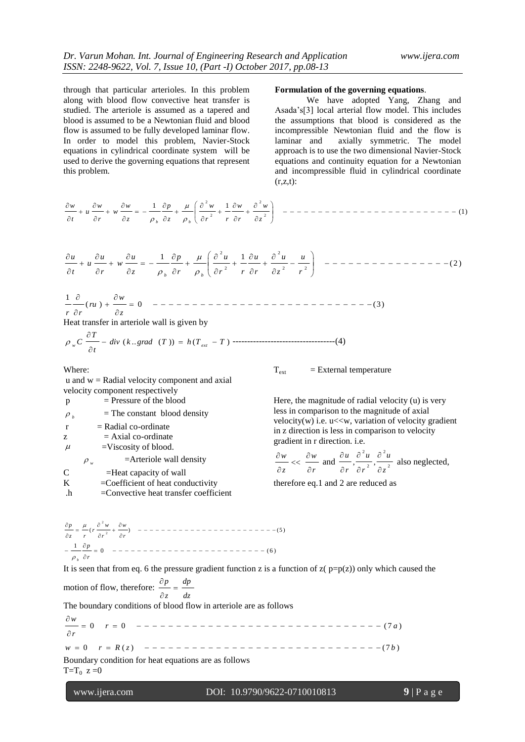through that particular arterioles. In this problem along with blood flow convective heat transfer is studied. The arteriole is assumed as a tapered and blood is assumed to be a Newtonian fluid and blood flow is assumed to be fully developed laminar flow. In order to model this problem, Navier-Stock equations in cylindrical coordinate system will be used to derive the governing equations that represent this problem.

**Formulation of the governing equations**.

We have adopted Yang, Zhang and Asada's[3] local arterial flow model. This includes the assumptions that blood is considered as the incompressible Newtonian fluid and the flow is laminar and axially symmetric. The model approach is to use the two dimensional Navier-Stock equations and continuity equation for a Newtonian and incompressible fluid in cylindrical coordinate (r,z,t):

$$\frac{\partial w}{\partial t} + u\frac{\partial w}{\partial r} + w\frac{\partial w}{\partial z} = -\frac{1}{\rho_b}\frac{\partial p}{\partial z} + \frac{\mu}{\rho_b}\left(\frac{\partial^2 w}{\partial r^2} + \frac{1}{r}\frac{\partial w}{\partial r} + \frac{\partial^2 w}{\partial z^2}\right) \quad (1)$$

$$\frac{\partial u}{\partial t} + u\frac{\partial u}{\partial r} + w\frac{\partial u}{\partial z} = -\frac{1}{\rho_b}\frac{\partial p}{\partial r} + \frac{\mu}{\rho_b}\left(\frac{\partial^2 u}{\partial r^2} + \frac{1}{r}\frac{\partial u}{\partial r} + \frac{\partial^2 u}{\partial z^2} - \frac{u}{r^2}\right) \quad (2)$$

$$\frac{1}{r}\frac{\partial}{\partial r}(ru) + \frac{\partial w}{\partial z} = 0 \quad (3)$$

Heat transfer in arteriole wall is given by

$$\rho_w C\frac{\partial T}{\partial t} - div(k..grad\ (T)) = h(T_{ext} - T) \quad (4)$$

Where:

- u and w = Radial velocity component and axial velocity component respectively
- p = Pressure of the blood
- $\rho_b$ = The constant blood density
- r = Radial co-ordinate
- z = Axial co-ordinate
- $\mu$ = Viscosity of blood.
- $\rho_w$ = Arteriole wall density
- C = Heat capacity of wall
- K = Coefficient of heat conductivity
- .h = Convective heat transfer coefficient
- $T_{ext}$ = External temperature

Here, the magnitude of radial velocity (u) is very less in comparison to the magnitude of axial velocity(w) i.e. u<<w, variation of velocity gradient in z direction is less in comparison to velocity gradient in r direction. i.e.

$\frac{\partial w}{\partial z} << \frac{\partial w}{\partial r}$ and $\frac{\partial u}{\partial r}, \frac{\partial^2 u}{\partial r^2}, \frac{\partial^2 u}{\partial z^2}$ also neglected,

therefore eq.1 and 2 are reduced as

$$\frac{\partial p}{\partial z} = \frac{\mu}{r}\left(r\frac{\partial^2 w}{\partial r^2} + \frac{\partial w}{\partial r}\right) \quad (5)$$

$$-\frac{1}{\rho_b}\frac{\partial p}{\partial r} = 0 \quad (6)$$

It is seen that from eq. 6 the pressure gradient function z is a function of z( p=p(z)) only which caused the motion of flow, therefore: $\frac{\partial p}{\partial z} = \frac{dp}{dz}$

The boundary conditions of blood flow in arteriole are as follows

$$\frac{\partial w}{\partial r} = 0 \quad r = 0 \quad (7a)$$

$$w = 0 \quad r = R(z) \quad (7b)$$

Boundary condition for heat equations are as follows

$T = T_0$ z =0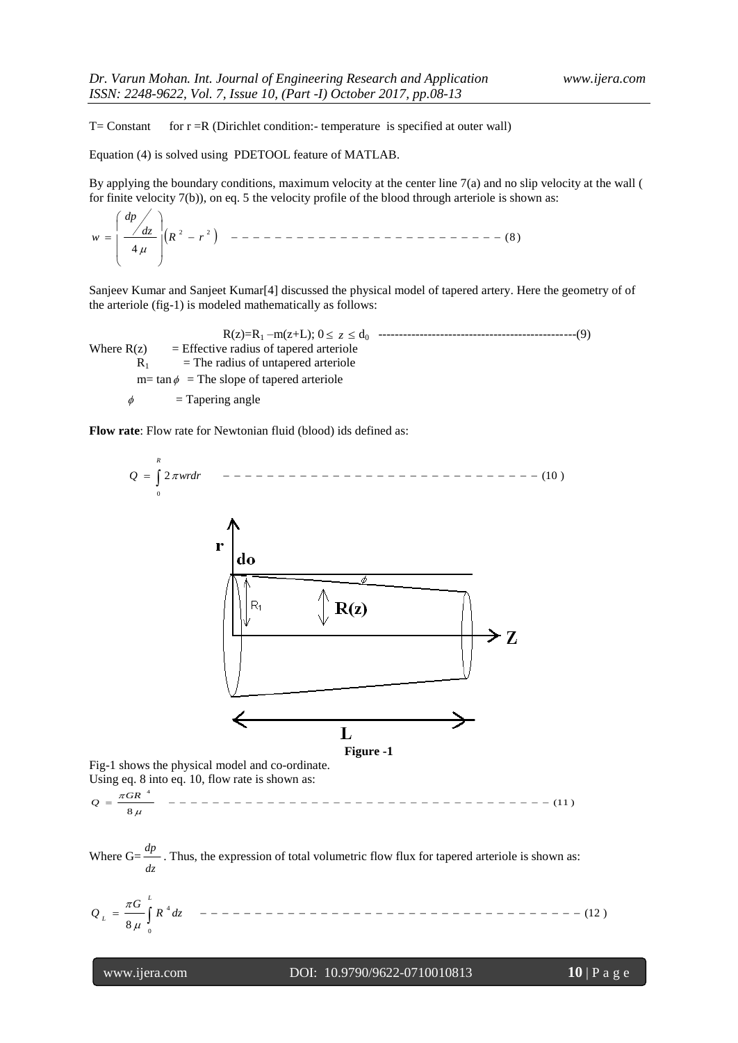T= Constant for r =R (Dirichlet condition:- temperature is specified at outer wall)

Equation (4) is solved using PDETOOL feature of MATLAB.

By applying the boundary conditions, maximum velocity at the center line 7(a) and no slip velocity at the wall ( for finite velocity 7(b)), on eq. 5 the velocity profile of the blood through arteriole is shown as:

$$w = \left( \frac{dp/dz}{4\mu} \right)\left(R^2 - r^2\right) \quad ------------------------ (8)$$

Sanjeev Kumar and Sanjeet Kumar[4] discussed the physical model of tapered artery. Here the geometry of of the arteriole (fig-1) is modeled mathematically as follows:

$$R(z)=R_1 - m(z+L); \; 0 \le z \le d_0 \quad ------------------------------------------------(9)$$

Where $R(z)$ = Effective radius of tapered arteriole
$R_1$ = The radius of untapered arteriole
$m=\tan\phi$ = The slope of tapered arteriole
$\phi$ = Tapering angle

**Flow rate**: Flow rate for Newtonian fluid (blood) ids defined as:

$$Q = \int_0^R 2\pi w r dr \quad ---------------------------- (10)$$

Figure -1

Fig-1 shows the physical model and co-ordinate.
Using eq. 8 into eq. 10, flow rate is shown as:

$$Q = \frac{\pi G R^4}{8\mu} \quad ---------------------------------- (11)$$

Where $G=\frac{dp}{dz}$. Thus, the expression of total volumetric flow flux for tapered arteriole is shown as:

$$Q_L = \frac{\pi G}{8\mu}\int_0^L R^4 dz \quad ---------------------------------- (12)$$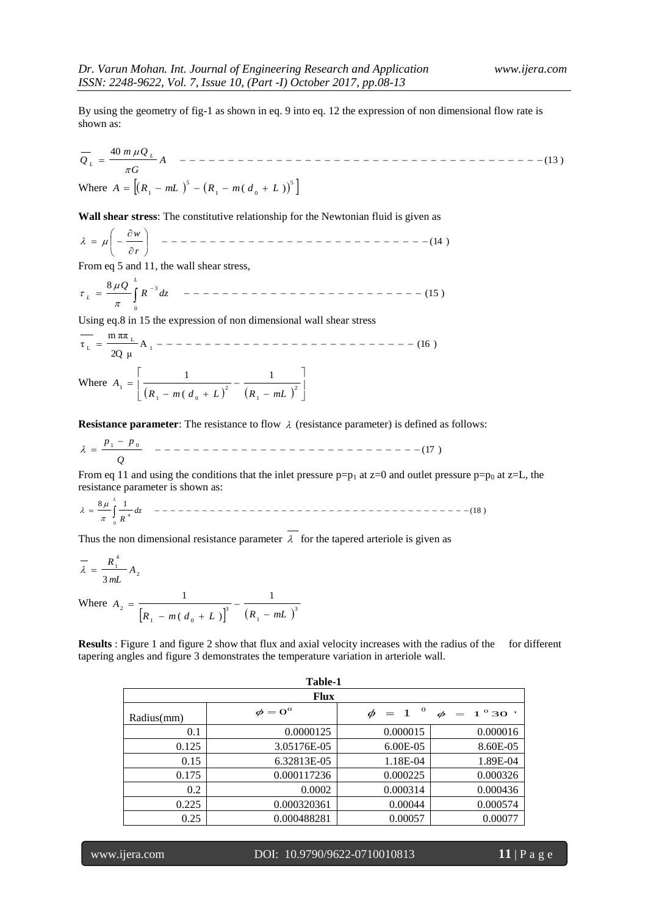By using the geometry of fig-1 as shown in eq. 9 into eq. 12 the expression of non dimensional flow rate is shown as:

$$\overline{Q_L} = \frac{40\, m\, \mu Q_L}{\pi G} A \quad \text{------------------------------------} (13)$$

Where $A = \left[ (R_1 - mL)^5 - (R_1 - m(d_0 + L))^5 \right]$

**Wall shear stress**: The constitutive relationship for the Newtonian fluid is given as

$$\lambda = \mu \left( - \frac{\partial w}{\partial r} \right) \quad \text{---------------------------} (14)$$

From eq 5 and 11, the wall shear stress,

$$\tau_L = \frac{8 \mu Q}{\pi} \int_0^L R^{-3} dz \quad \text{------------------------} (15)$$

Using eq.8 in 15 the expression of non dimensional wall shear stress

$$\overline{\tau_L} = \frac{m\, \pi \pi_L}{2Q\, \mu} A_1 \quad \text{---------------------------} (16)$$

Where $A_1 = \left[ \frac{1}{(R_1 - m(d_0 + L))^2} - \frac{1}{(R_1 - mL)^2} \right]$

**Resistance parameter**: The resistance to flow $\lambda$ (resistance parameter) is defined as follows:

$$\lambda = \frac{p_1 - p_0}{Q} \quad \text{---------------------------} (17)$$

From eq 11 and using the conditions that the inlet pressure $p=p_1$ at $z=0$ and outlet pressure $p=p_0$ at $z=L$, the resistance parameter is shown as:

$$\lambda = \frac{8\mu}{\pi} \int_0^L \frac{1}{R^4} dz \quad \text{------------------------------------} (18)$$

Thus the non dimensional resistance parameter $\overline{\lambda}$ for the tapered arteriole is given as

$$\overline{\lambda} = \frac{R_1^4}{3mL} A_2$$

Where $A_2 = \frac{1}{\left[ R_1 - m(d_0 + L) \right]^3} - \frac{1}{(R_1 - mL)^3}$

**Results** : Figure 1 and figure 2 show that flux and axial velocity increases with the radius of the for different tapering angles and figure 3 demonstrates the temperature variation in arteriole wall.

**Table-1**

| Flux | | | |
|---|---|---|---|
| Radius(mm) | $\phi = 0^{o}$ | $\phi = 1^{o}$ | $\phi = 1^{o}30'$ |
| 0.1 | 0.0000125 | 0.000015 | 0.000016 |
| 0.125 | 3.05176E-05 | 6.00E-05 | 8.60E-05 |
| 0.15 | 6.32813E-05 | 1.18E-04 | 1.89E-04 |
| 0.175 | 0.000117236 | 0.000225 | 0.000326 |
| 0.2 | 0.0002 | 0.000314 | 0.000436 |
| 0.225 | 0.000320361 | 0.00044 | 0.000574 |
| 0.25 | 0.000488281 | 0.00057 | 0.00077 |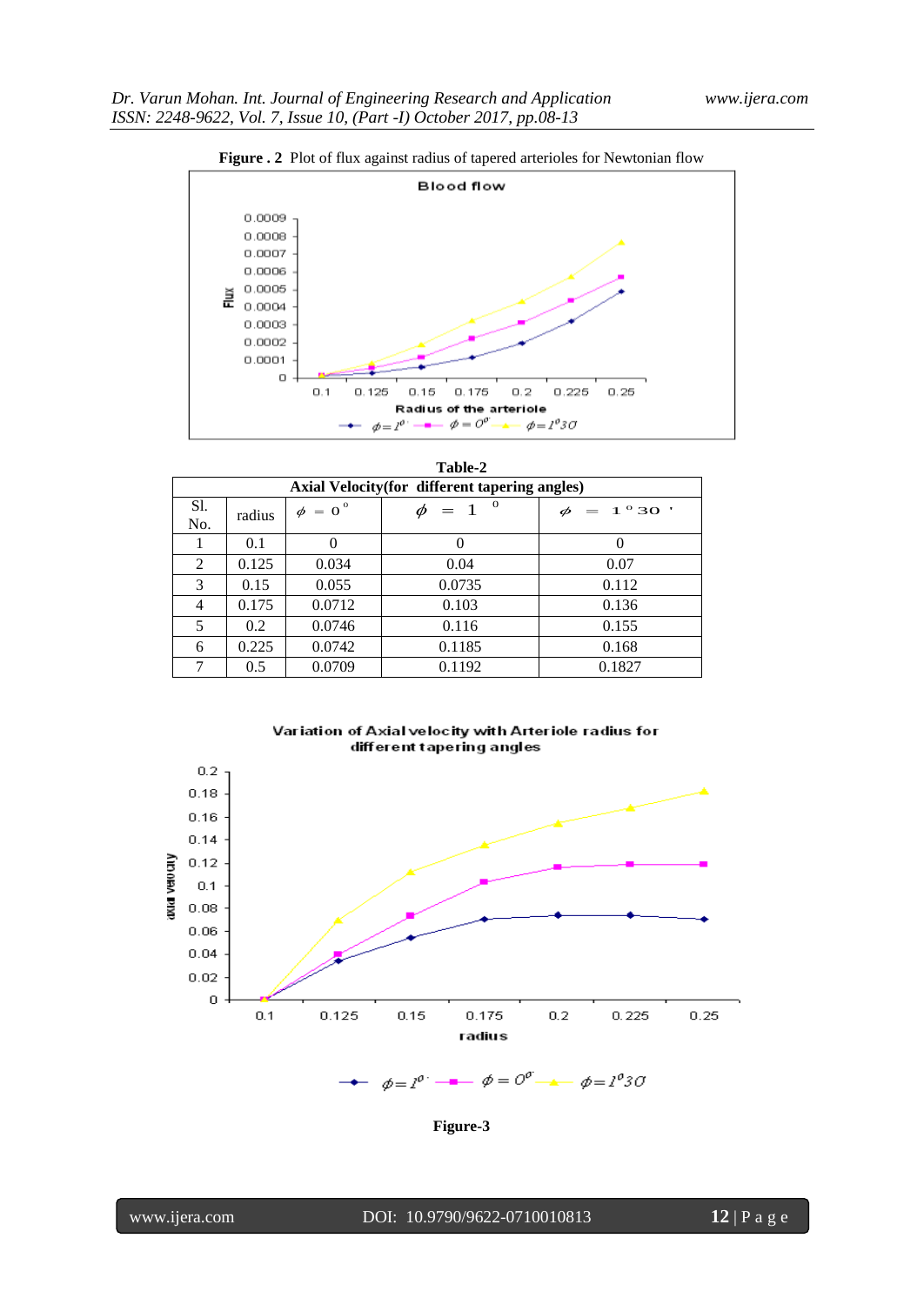**Figure . 2** Plot of flux against radius of tapered arterioles for Newtonian flow

**Table-2**

| Axial Velocity(for different tapering angles) | | | | |
|---|---|---|---|---|
| Sl. No. | radius | $\phi = 0^{o}$ | $\phi = 1^{o}$ | $\phi = 1^{o}30'$ |
| 1 | 0.1 | 0 | 0 | 0 |
| 2 | 0.125 | 0.034 | 0.04 | 0.07 |
| 3 | 0.15 | 0.055 | 0.0735 | 0.112 |
| 4 | 0.175 | 0.0712 | 0.103 | 0.136 |
| 5 | 0.2 | 0.0746 | 0.116 | 0.155 |
| 6 | 0.225 | 0.0742 | 0.1185 | 0.168 |
| 7 | 0.5 | 0.0709 | 0.1192 | 0.1827 |

**Figure-3**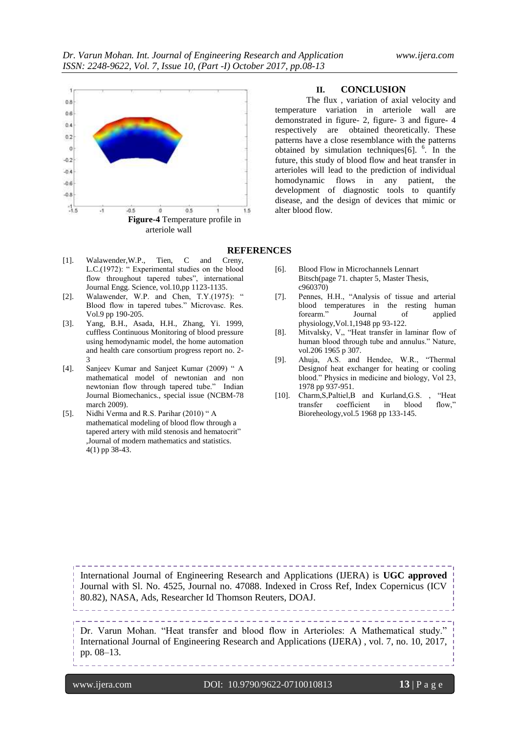1
0.8
0.6
0.4
0.2
0
-0.2
-0.4
-0.6
-0.8
-1
-1.5 -1 -0.5 0 0.5 1 1.5

**Figure-4** Temperature profile in arteriole wall

## II. CONCLUSION

The flux , variation of axial velocity and temperature variation in arteriole wall are demonstrated in figure- 2, figure- 3 and figure- 4 respectively are obtained theoretically. These patterns have a close resemblance with the patterns obtained by simulation techniques[6]. [6]. In the future, this study of blood flow and heat transfer in arterioles will lead to the prediction of individual homodynamic flows in any patient, the development of diagnostic tools to quantify disease, and the design of devices that mimic or alter blood flow.

## REFERENCES

[1]. Walawender,W.P., Tien, C and Creny, L.C.(1972): " Experimental studies on the blood flow throughout tapered tubes", international Journal Engg. Science, vol.10,pp 1123-1135.

[2]. Walawender, W.P. and Chen, T.Y.(1975): " Blood flow in tapered tubes." Microvasc. Res. Vol.9 pp 190-205.

[3]. Yang, B.H., Asada, H.H., Zhang, Yi. 1999, cuffless Continuous Monitoring of blood pressure using hemodynamic model, the home automation and health care consortium progress report no. 2-3

[4]. Sanjeev Kumar and Sanjeet Kumar (2009) " A mathematical model of newtonian and non newtonian flow through tapered tube." Indian Journal Biomechanics., special issue (NCBM-78 march 2009).

[5]. Nidhi Verma and R.S. Parihar (2010) " A mathematical modeling of blood flow through a tapered artery with mild stenosis and hematocrit" ,Journal of modern mathematics and statistics. 4(1) pp 38-43.

[6]. Blood Flow in Microchannels Lennart Bitsch(page 71. chapter 5, Master Thesis, c960370)

[7]. Pennes, H.H., "Analysis of tissue and arterial blood temperatures in the resting human forearm." Journal of applied physiology,Vol.1,1948 pp 93-122.

[8]. Mitvalsky, V,, "Heat transfer in laminar flow of human blood through tube and annulus." Nature, vol.206 1965 p 307.

[9]. Ahuja, A.S. and Hendee, W.R., "Thermal Designof heat exchanger for heating or cooling blood." Physics in medicine and biology, Vol 23, 1978 pp 937-951.

[10]. Charm,S,Paltiel,B and Kurland,G.S. , "Heat transfer coefficient in blood flow," Bioreheology,vol.5 1968 pp 133-145.

International Journal of Engineering Research and Applications (IJERA) is **UGC approved** Journal with Sl. No. 4525, Journal no. 47088. Indexed in Cross Ref, Index Copernicus (ICV 80.82), NASA, Ads, Researcher Id Thomson Reuters, DOAJ.

Dr. Varun Mohan. "Heat transfer and blood flow in Arterioles: A Mathematical study." International Journal of Engineering Research and Applications (IJERA) , vol. 7, no. 10, 2017, pp. 08–13.